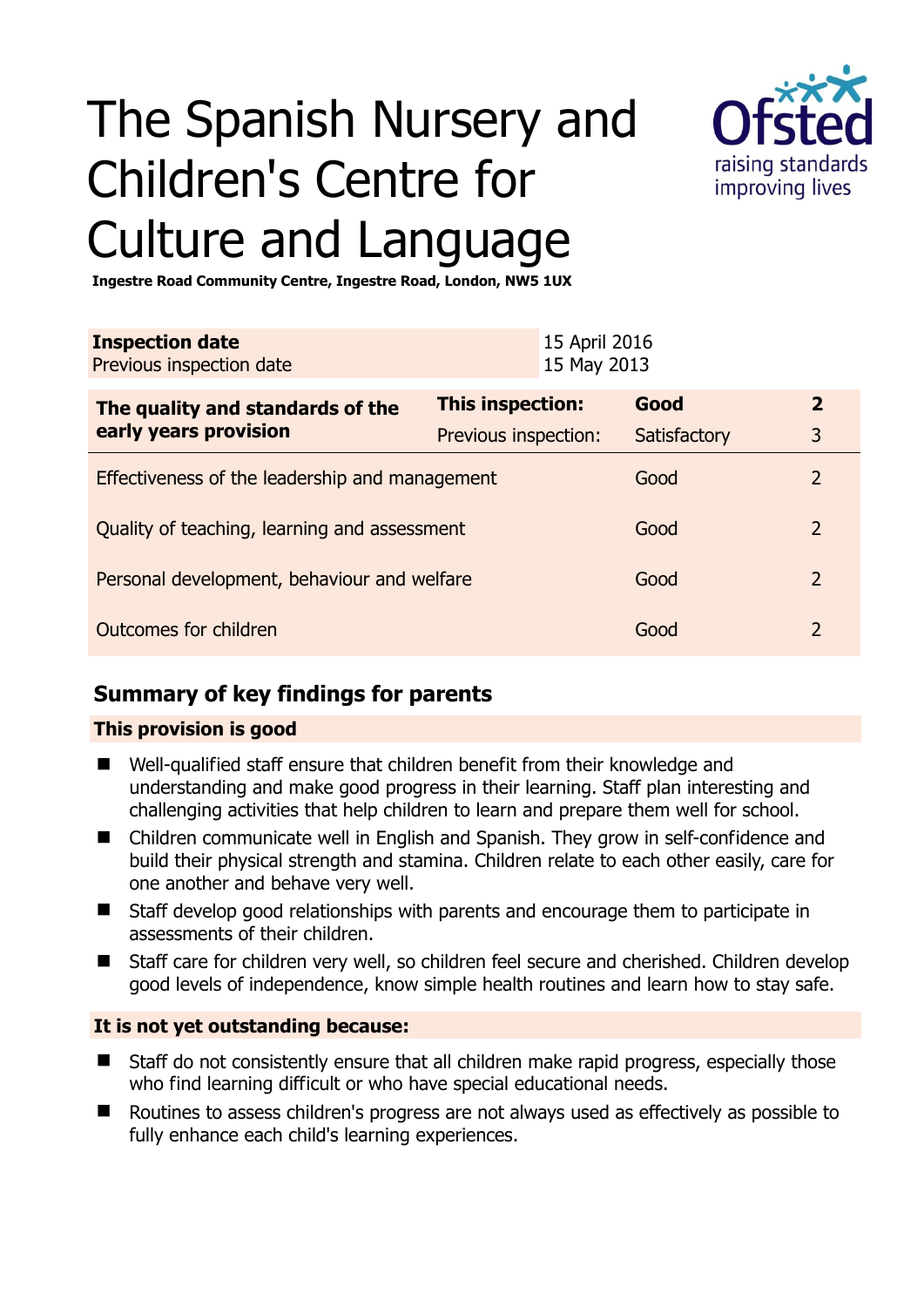# The Spanish Nursery and Children's Centre for Culture and Language

**Ingestre Road Community Centre, Ingestre Road, London, NW5 1UX**

| | |
|---|---|
| **Inspection date** | 15 April 2016 |
| Previous inspection date | 15 May 2013 |

| | | | |
|---|---|---|---|
| **The quality and standards of the early years provision** | **This inspection:** | **Good** | **2** |
| | Previous inspection: | Satisfactory | 3 |
| Effectiveness of the leadership and management | | Good | 2 |
| Quality of teaching, learning and assessment | | Good | 2 |
| Personal development, behaviour and welfare | | Good | 2 |
| Outcomes for children | | Good | 2 |

## Summary of key findings for parents

**This provision is good**

- Well-qualified staff ensure that children benefit from their knowledge and understanding and make good progress in their learning. Staff plan interesting and challenging activities that help children to learn and prepare them well for school.
- Children communicate well in English and Spanish. They grow in self-confidence and build their physical strength and stamina. Children relate to each other easily, care for one another and behave very well.
- Staff develop good relationships with parents and encourage them to participate in assessments of their children.
- Staff care for children very well, so children feel secure and cherished. Children develop good levels of independence, know simple health routines and learn how to stay safe.

**It is not yet outstanding because:**

- Staff do not consistently ensure that all children make rapid progress, especially those who find learning difficult or who have special educational needs.
- Routines to assess children's progress are not always used as effectively as possible to fully enhance each child's learning experiences.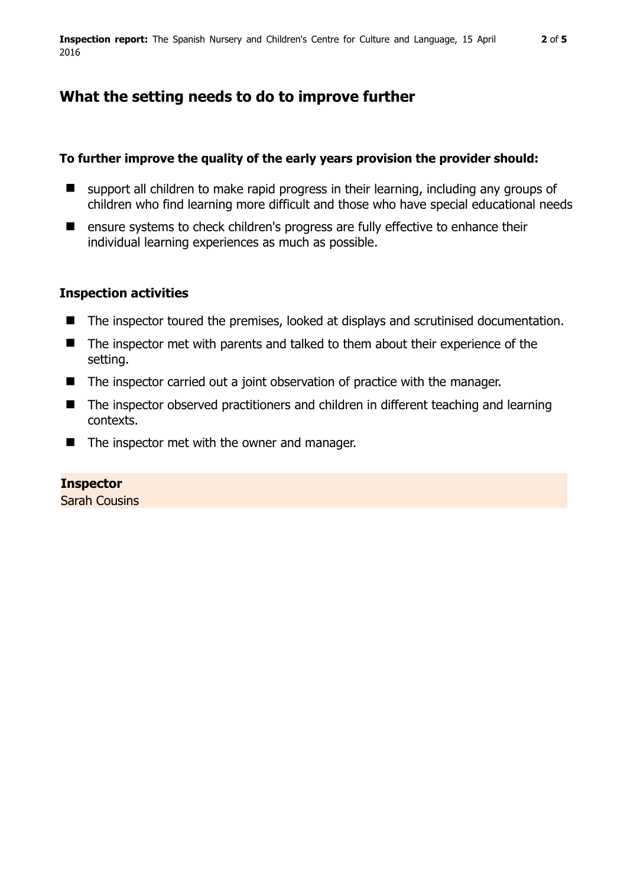## What the setting needs to do to improve further

**To further improve the quality of the early years provision the provider should:**

- support all children to make rapid progress in their learning, including any groups of children who find learning more difficult and those who have special educational needs
- ensure systems to check children's progress are fully effective to enhance their individual learning experiences as much as possible.

### Inspection activities

- The inspector toured the premises, looked at displays and scrutinised documentation.
- The inspector met with parents and talked to them about their experience of the setting.
- The inspector carried out a joint observation of practice with the manager.
- The inspector observed practitioners and children in different teaching and learning contexts.
- The inspector met with the owner and manager.

**Inspector**
Sarah Cousins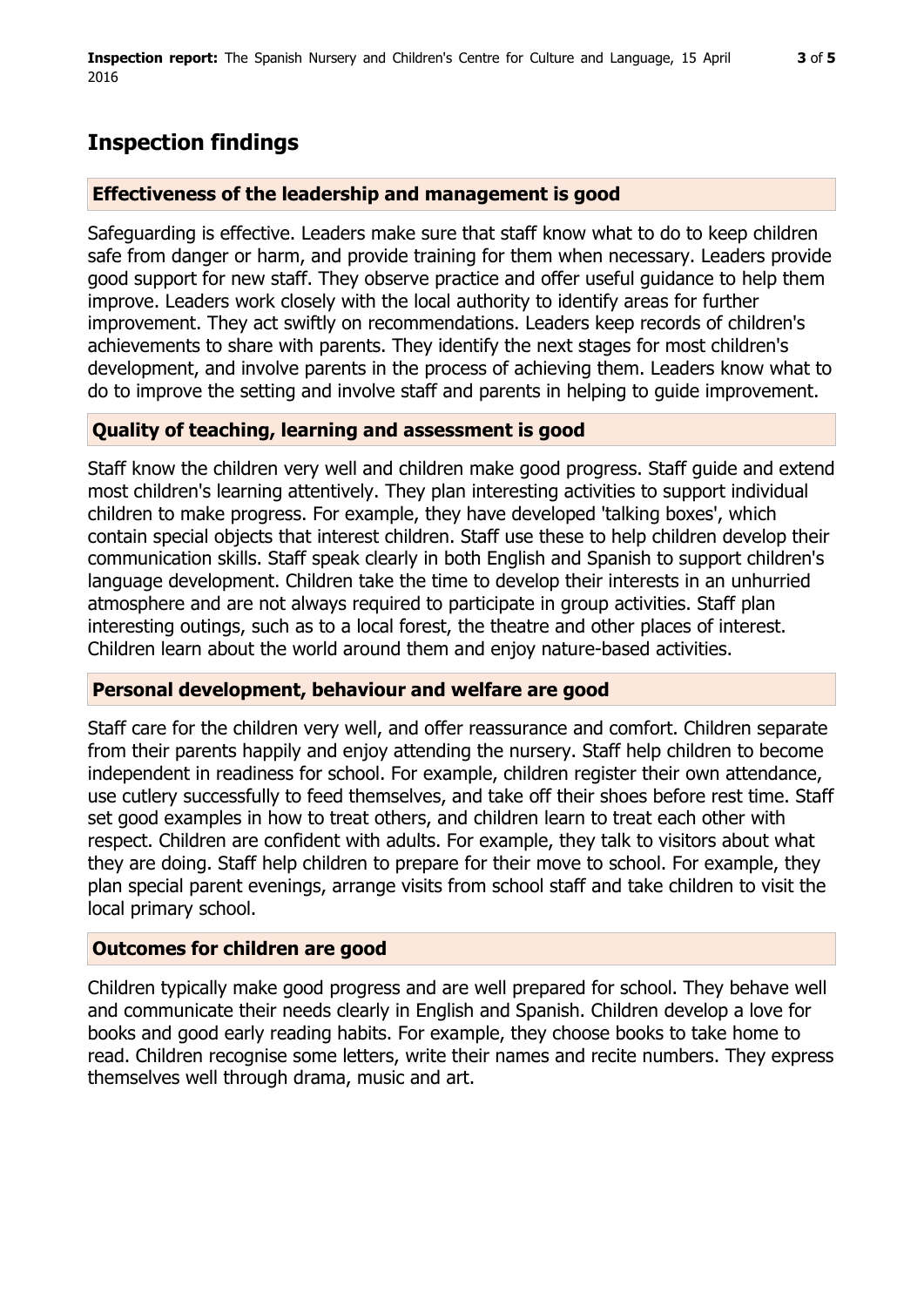# Inspection findings

## Effectiveness of the leadership and management is good

Safeguarding is effective. Leaders make sure that staff know what to do to keep children safe from danger or harm, and provide training for them when necessary. Leaders provide good support for new staff. They observe practice and offer useful guidance to help them improve. Leaders work closely with the local authority to identify areas for further improvement. They act swiftly on recommendations. Leaders keep records of children's achievements to share with parents. They identify the next stages for most children's development, and involve parents in the process of achieving them. Leaders know what to do to improve the setting and involve staff and parents in helping to guide improvement.

## Quality of teaching, learning and assessment is good

Staff know the children very well and children make good progress. Staff guide and extend most children's learning attentively. They plan interesting activities to support individual children to make progress. For example, they have developed 'talking boxes', which contain special objects that interest children. Staff use these to help children develop their communication skills. Staff speak clearly in both English and Spanish to support children's language development. Children take the time to develop their interests in an unhurried atmosphere and are not always required to participate in group activities. Staff plan interesting outings, such as to a local forest, the theatre and other places of interest. Children learn about the world around them and enjoy nature-based activities.

## Personal development, behaviour and welfare are good

Staff care for the children very well, and offer reassurance and comfort. Children separate from their parents happily and enjoy attending the nursery. Staff help children to become independent in readiness for school. For example, children register their own attendance, use cutlery successfully to feed themselves, and take off their shoes before rest time. Staff set good examples in how to treat others, and children learn to treat each other with respect. Children are confident with adults. For example, they talk to visitors about what they are doing. Staff help children to prepare for their move to school. For example, they plan special parent evenings, arrange visits from school staff and take children to visit the local primary school.

## Outcomes for children are good

Children typically make good progress and are well prepared for school. They behave well and communicate their needs clearly in English and Spanish. Children develop a love for books and good early reading habits. For example, they choose books to take home to read. Children recognise some letters, write their names and recite numbers. They express themselves well through drama, music and art.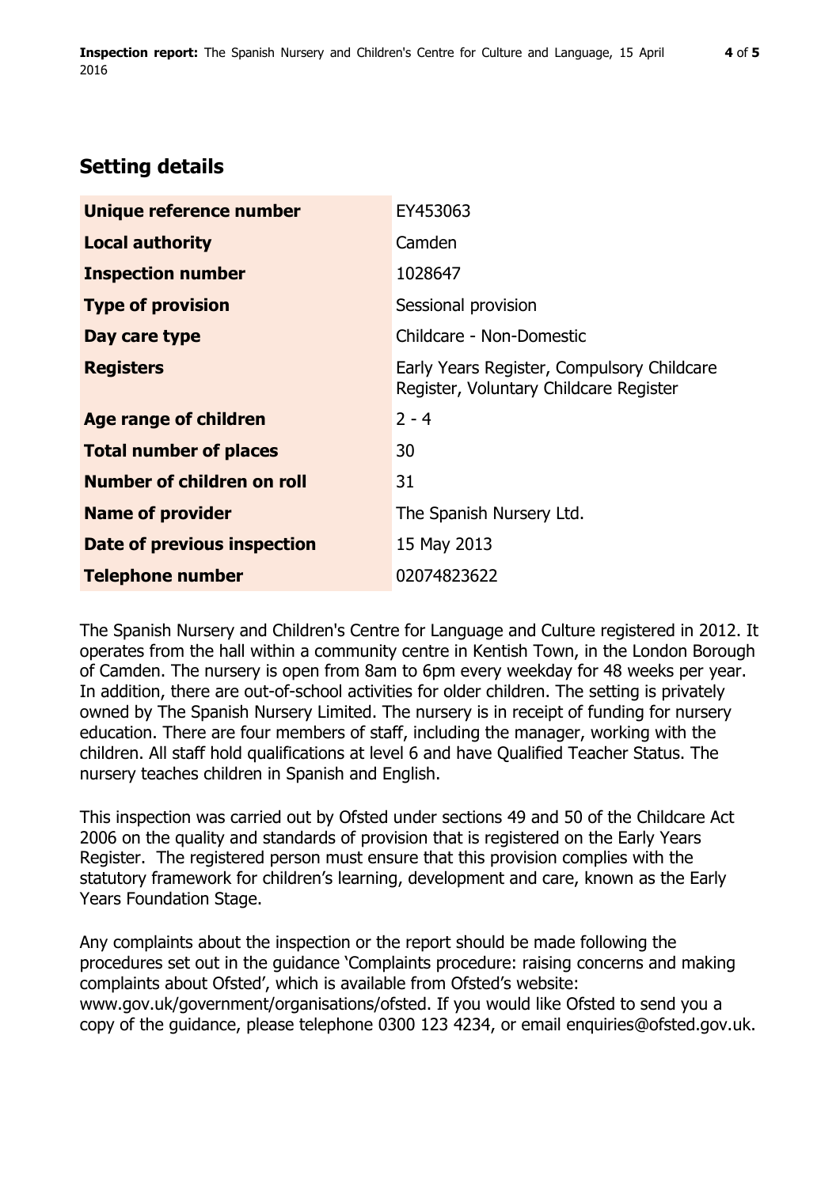## Setting details

| | |
|---|---|
| **Unique reference number** | EY453063 |
| **Local authority** | Camden |
| **Inspection number** | 1028647 |
| **Type of provision** | Sessional provision |
| **Day care type** | Childcare - Non-Domestic |
| **Registers** | Early Years Register, Compulsory Childcare Register, Voluntary Childcare Register |
| **Age range of children** | 2 - 4 |
| **Total number of places** | 30 |
| **Number of children on roll** | 31 |
| **Name of provider** | The Spanish Nursery Ltd. |
| **Date of previous inspection** | 15 May 2013 |
| **Telephone number** | 02074823622 |

The Spanish Nursery and Children's Centre for Language and Culture registered in 2012. It operates from the hall within a community centre in Kentish Town, in the London Borough of Camden. The nursery is open from 8am to 6pm every weekday for 48 weeks per year. In addition, there are out-of-school activities for older children. The setting is privately owned by The Spanish Nursery Limited. The nursery is in receipt of funding for nursery education. There are four members of staff, including the manager, working with the children. All staff hold qualifications at level 6 and have Qualified Teacher Status. The nursery teaches children in Spanish and English.

This inspection was carried out by Ofsted under sections 49 and 50 of the Childcare Act 2006 on the quality and standards of provision that is registered on the Early Years Register. The registered person must ensure that this provision complies with the statutory framework for children's learning, development and care, known as the Early Years Foundation Stage.

Any complaints about the inspection or the report should be made following the procedures set out in the guidance 'Complaints procedure: raising concerns and making complaints about Ofsted', which is available from Ofsted's website: www.gov.uk/government/organisations/ofsted. If you would like Ofsted to send you a copy of the guidance, please telephone 0300 123 4234, or email enquiries@ofsted.gov.uk.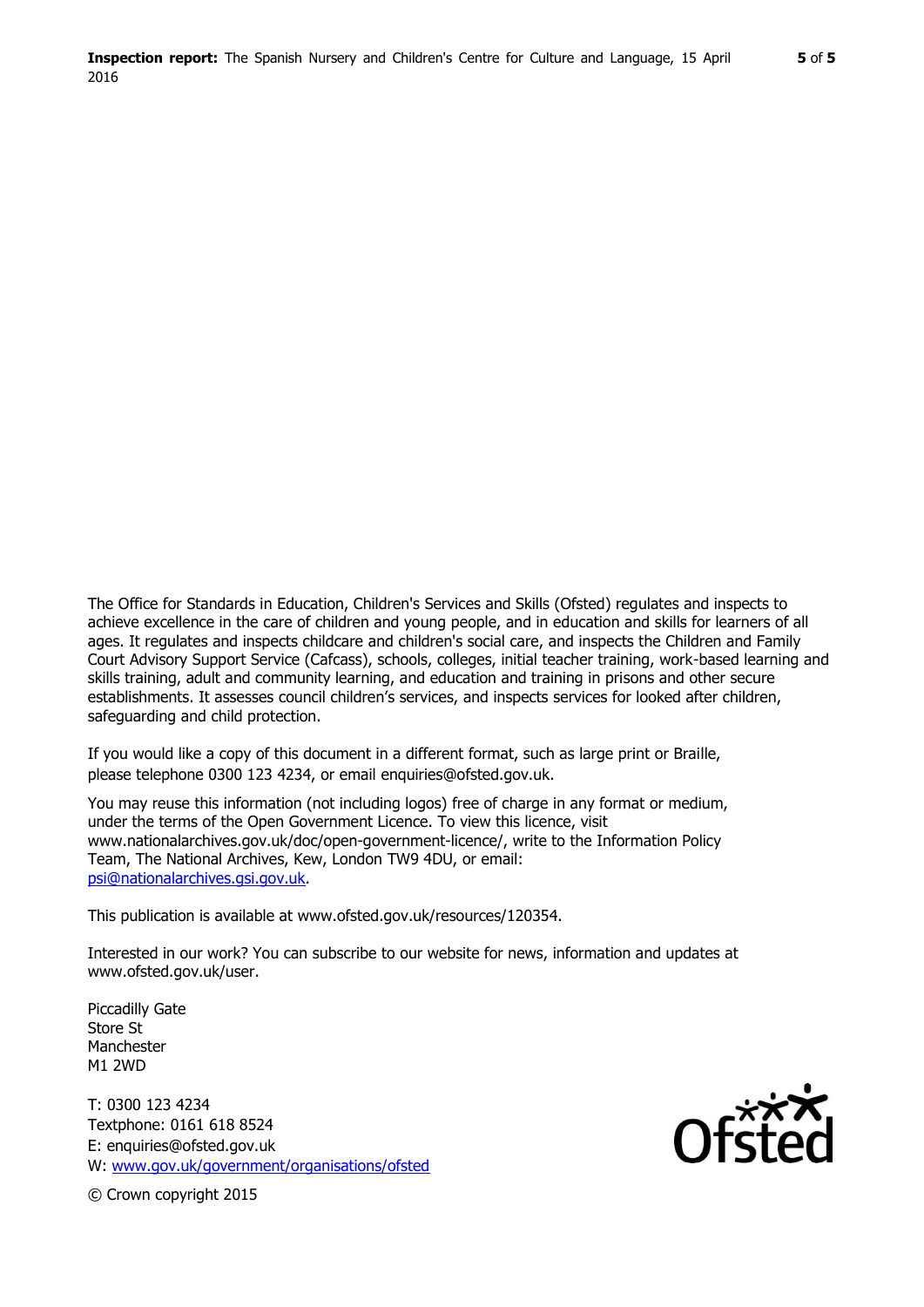The Office for Standards in Education, Children's Services and Skills (Ofsted) regulates and inspects to achieve excellence in the care of children and young people, and in education and skills for learners of all ages. It regulates and inspects childcare and children's social care, and inspects the Children and Family Court Advisory Support Service (Cafcass), schools, colleges, initial teacher training, work-based learning and skills training, adult and community learning, and education and training in prisons and other secure establishments. It assesses council children's services, and inspects services for looked after children, safeguarding and child protection.

If you would like a copy of this document in a different format, such as large print or Braille, please telephone 0300 123 4234, or email enquiries@ofsted.gov.uk.

You may reuse this information (not including logos) free of charge in any format or medium, under the terms of the Open Government Licence. To view this licence, visit www.nationalarchives.gov.uk/doc/open-government-licence/, write to the Information Policy Team, The National Archives, Kew, London TW9 4DU, or email: psi@nationalarchives.gsi.gov.uk.

This publication is available at www.ofsted.gov.uk/resources/120354.

Interested in our work? You can subscribe to our website for news, information and updates at www.ofsted.gov.uk/user.

Piccadilly Gate
Store St
Manchester
M1 2WD

T: 0300 123 4234
Textphone: 0161 618 8524
E: enquiries@ofsted.gov.uk
W: www.gov.uk/government/organisations/ofsted

© Crown copyright 2015